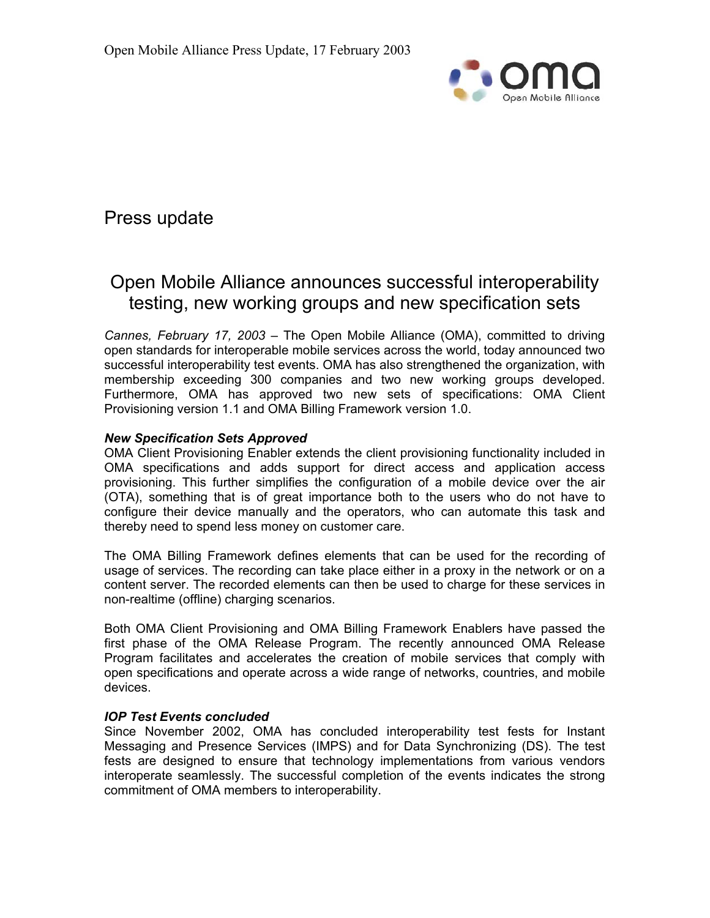Open Mobile Alliance Press Update, 17 February 2003

## Press update

# Open Mobile Alliance announces successful interoperability testing, new working groups and new specification sets

*Cannes, February 17, 2003* – The Open Mobile Alliance (OMA), committed to driving open standards for interoperable mobile services across the world, today announced two successful interoperability test events. OMA has also strengthened the organization, with membership exceeding 300 companies and two new working groups developed. Furthermore, OMA has approved two new sets of specifications: OMA Client Provisioning version 1.1 and OMA Billing Framework version 1.0.

***New Specification Sets Approved***

OMA Client Provisioning Enabler extends the client provisioning functionality included in OMA specifications and adds support for direct access and application access provisioning. This further simplifies the configuration of a mobile device over the air (OTA), something that is of great importance both to the users who do not have to configure their device manually and the operators, who can automate this task and thereby need to spend less money on customer care.

The OMA Billing Framework defines elements that can be used for the recording of usage of services. The recording can take place either in a proxy in the network or on a content server. The recorded elements can then be used to charge for these services in non-realtime (offline) charging scenarios.

Both OMA Client Provisioning and OMA Billing Framework Enablers have passed the first phase of the OMA Release Program. The recently announced OMA Release Program facilitates and accelerates the creation of mobile services that comply with open specifications and operate across a wide range of networks, countries, and mobile devices.

***IOP Test Events concluded***

Since November 2002, OMA has concluded interoperability test fests for Instant Messaging and Presence Services (IMPS) and for Data Synchronizing (DS). The test fests are designed to ensure that technology implementations from various vendors interoperate seamlessly. The successful completion of the events indicates the strong commitment of OMA members to interoperability.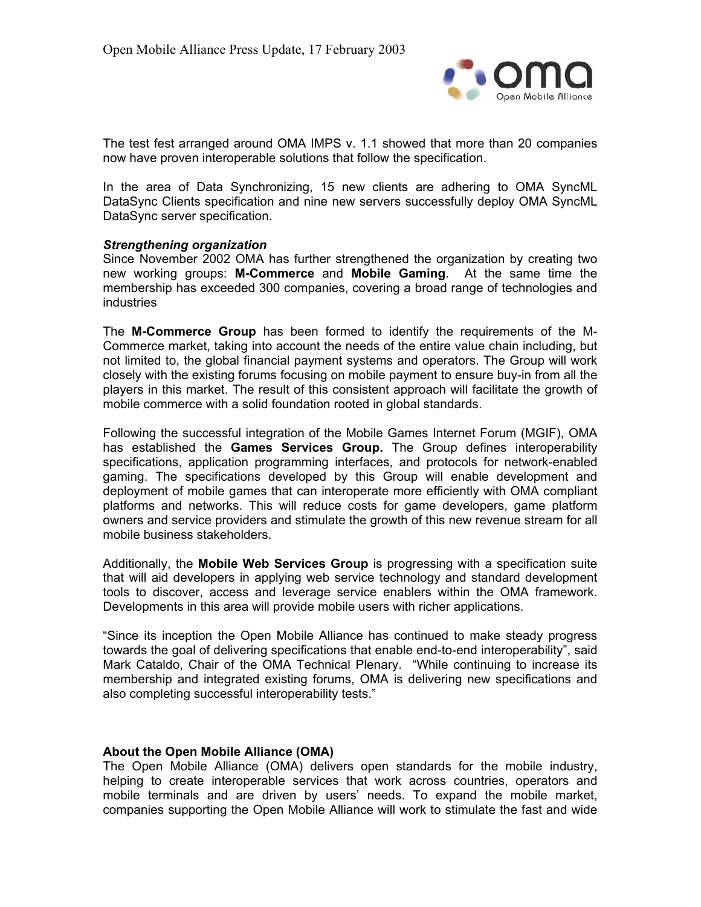The test fest arranged around OMA IMPS v. 1.1 showed that more than 20 companies now have proven interoperable solutions that follow the specification.

In the area of Data Synchronizing, 15 new clients are adhering to OMA SyncML DataSync Clients specification and nine new servers successfully deploy OMA SyncML DataSync server specification.

***Strengthening organization***

Since November 2002 OMA has further strengthened the organization by creating two new working groups: **M-Commerce** and **Mobile Gaming**. At the same time the membership has exceeded 300 companies, covering a broad range of technologies and industries

The **M-Commerce Group** has been formed to identify the requirements of the M-Commerce market, taking into account the needs of the entire value chain including, but not limited to, the global financial payment systems and operators. The Group will work closely with the existing forums focusing on mobile payment to ensure buy-in from all the players in this market. The result of this consistent approach will facilitate the growth of mobile commerce with a solid foundation rooted in global standards.

Following the successful integration of the Mobile Games Internet Forum (MGIF), OMA has established the **Games Services Group.** The Group defines interoperability specifications, application programming interfaces, and protocols for network-enabled gaming. The specifications developed by this Group will enable development and deployment of mobile games that can interoperate more efficiently with OMA compliant platforms and networks. This will reduce costs for game developers, game platform owners and service providers and stimulate the growth of this new revenue stream for all mobile business stakeholders.

Additionally, the **Mobile Web Services Group** is progressing with a specification suite that will aid developers in applying web service technology and standard development tools to discover, access and leverage service enablers within the OMA framework. Developments in this area will provide mobile users with richer applications.

"Since its inception the Open Mobile Alliance has continued to make steady progress towards the goal of delivering specifications that enable end-to-end interoperability", said Mark Cataldo, Chair of the OMA Technical Plenary. "While continuing to increase its membership and integrated existing forums, OMA is delivering new specifications and also completing successful interoperability tests."

**About the Open Mobile Alliance (OMA)**

The Open Mobile Alliance (OMA) delivers open standards for the mobile industry, helping to create interoperable services that work across countries, operators and mobile terminals and are driven by users' needs. To expand the mobile market, companies supporting the Open Mobile Alliance will work to stimulate the fast and wide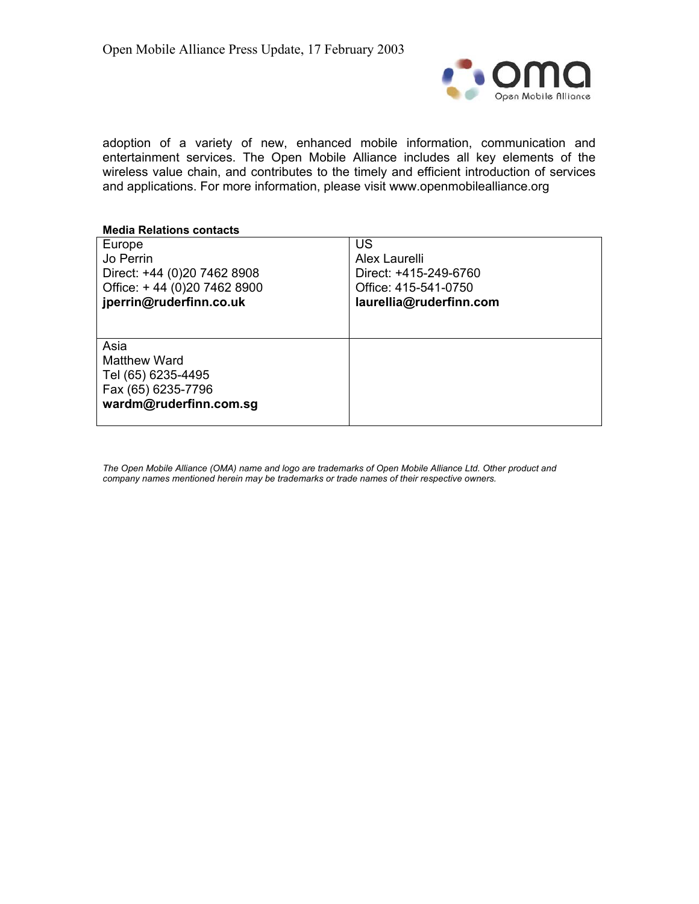adoption of a variety of new, enhanced mobile information, communication and entertainment services. The Open Mobile Alliance includes all key elements of the wireless value chain, and contributes to the timely and efficient introduction of services and applications. For more information, please visit www.openmobilealliance.org

**Media Relations contacts**

| | |
|---|---|
| Europe<br>Jo Perrin<br>Direct: +44 (0)20 7462 8908<br>Office: + 44 (0)20 7462 8900<br>**jperrin@ruderfinn.co.uk** | US<br>Alex Laurelli<br>Direct: +415-249-6760<br>Office: 415-541-0750<br>**laurellia@ruderfinn.com** |
| Asia<br>Matthew Ward<br>Tel (65) 6235-4495<br>Fax (65) 6235-7796<br>**wardm@ruderfinn.com.sg** | |

*The Open Mobile Alliance (OMA) name and logo are trademarks of Open Mobile Alliance Ltd. Other product and company names mentioned herein may be trademarks or trade names of their respective owners.*